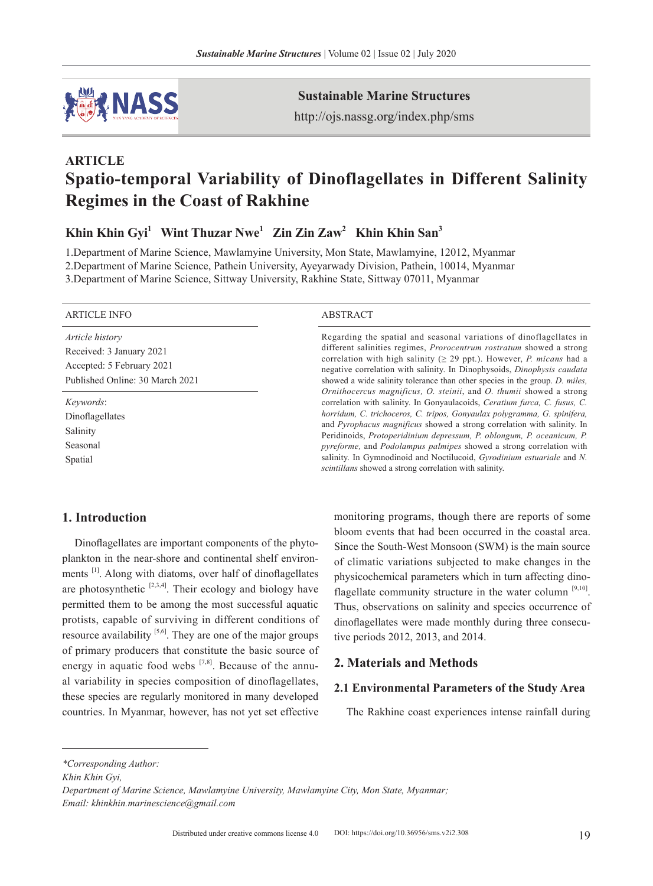## ARTICLE

# Spatio-temporal Variability of Dinoflagellates in Different Salinity Regimes in the Coast of Rakhine

**Khin Khin Gyi[1] Wint Thuzar Nwe[1] Zin Zin Zaw[2] Khin Khin San[3]**

1.Department of Marine Science, Mawlamyine University, Mon State, Mawlamyine, 12012, Myanmar
2.Department of Marine Science, Pathein University, Ayeyarwady Division, Pathein, 10014, Myanmar
3.Department of Marine Science, Sittway University, Rakhine State, Sittway 07011, Myanmar

**ARTICLE INFO**

*Article history*
Received: 3 January 2021
Accepted: 5 February 2021
Published Online: 30 March 2021

*Keywords*:
Dinoflagellates
Salinity
Seasonal
Spatial

**ABSTRACT**

Regarding the spatial and seasonal variations of dinoflagellates in different salinities regimes, *Prorocentrum rostratum* showed a strong correlation with high salinity (≥ 29 ppt.). However, *P. micans* had a negative correlation with salinity. In Dinophysoids, *Dinophysis caudata* showed a wide salinity tolerance than other species in the group. *D. miles, Ornithocercus magnificus, O. steinii*, and *O. thumii* showed a strong correlation with salinity. In Gonyaulacoids, *Ceratium furca, C. fusus, C. horridum, C. trichoceros, C. tripos, Gonyaulax polygramma, G. spinifera,* and *Pyrophacus magnificus* showed a strong correlation with salinity. In Peridinoids, *Protoperidinium depressum, P. oblongum, P. oceanicum, P. pyreforme,* and *Podolampus palmipes* showed a strong correlation with salinity. In Gymnodinoid and Noctilucoid, *Gyrodinium estuariale* and *N. scintillans* showed a strong correlation with salinity.

## 1. Introduction

Dinoflagellates are important components of the phytoplankton in the near-shore and continental shelf environments [1]. Along with diatoms, over half of dinoflagellates are photosynthetic [2,3,4]. Their ecology and biology have permitted them to be among the most successful aquatic protists, capable of surviving in different conditions of resource availability [5,6]. They are one of the major groups of primary producers that constitute the basic source of energy in aquatic food webs [7,8]. Because of the annual variability in species composition of dinoflagellates, these species are regularly monitored in many developed countries. In Myanmar, however, has not yet set effective monitoring programs, though there are reports of some bloom events that had been occurred in the coastal area. Since the South-West Monsoon (SWM) is the main source of climatic variations subjected to make changes in the physicochemical parameters which in turn affecting dinoflagellate community structure in the water column [9,10]. Thus, observations on salinity and species occurrence of dinoflagellates were made monthly during three consecutive periods 2012, 2013, and 2014.

## 2. Materials and Methods

### 2.1 Environmental Parameters of the Study Area

The Rakhine coast experiences intense rainfall during

*\*Corresponding Author:*
*Khin Khin Gyi,*
*Department of Marine Science, Mawlamyine University, Mawlamyine City, Mon State, Myanmar;*
*Email: khinkhin.marinescience@gmail.com*

Distributed under creative commons license 4.0 DOI: https://doi.org/10.36956/sms.v2i2.308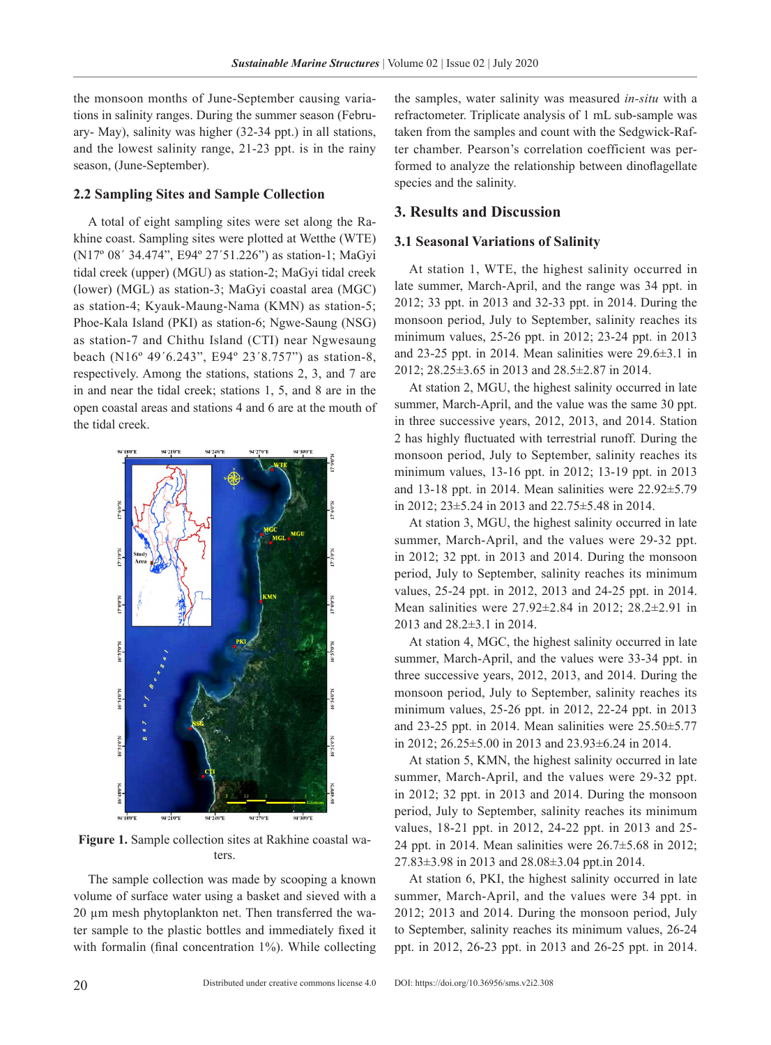the monsoon months of June-September causing variations in salinity ranges. During the summer season (February- May), salinity was higher (32-34 ppt.) in all stations, and the lowest salinity range, 21-23 ppt. is in the rainy season, (June-September).

## 2.2 Sampling Sites and Sample Collection

A total of eight sampling sites were set along the Rakhine coast. Sampling sites were plotted at Wetthe (WTE) (N17º 08´ 34.474", E94º 27´51.226") as station-1; MaGyi tidal creek (upper) (MGU) as station-2; MaGyi tidal creek (lower) (MGL) as station-3; MaGyi coastal area (MGC) as station-4; Kyauk-Maung-Nama (KMN) as station-5; Phoe-Kala Island (PKI) as station-6; Ngwe-Saung (NSG) as station-7 and Chithu Island (CTI) near Ngwesaung beach (N16º 49´6.243", E94º 23´8.757") as station-8, respectively. Among the stations, stations 2, 3, and 7 are in and near the tidal creek; stations 1, 5, and 8 are in the open coastal areas and stations 4 and 6 are at the mouth of the tidal creek.

**Figure 1.** Sample collection sites at Rakhine coastal waters.

The sample collection was made by scooping a known volume of surface water using a basket and sieved with a 20 µm mesh phytoplankton net. Then transferred the water sample to the plastic bottles and immediately fixed it with formalin (final concentration 1%). While collecting the samples, water salinity was measured *in-situ* with a refractometer. Triplicate analysis of 1 mL sub-sample was taken from the samples and count with the Sedgwick-Rafter chamber. Pearson's correlation coefficient was performed to analyze the relationship between dinoflagellate species and the salinity.

# 3. Results and Discussion

## 3.1 Seasonal Variations of Salinity

At station 1, WTE, the highest salinity occurred in late summer, March-April, and the range was 34 ppt. in 2012; 33 ppt. in 2013 and 32-33 ppt. in 2014. During the monsoon period, July to September, salinity reaches its minimum values, 25-26 ppt. in 2012; 23-24 ppt. in 2013 and 23-25 ppt. in 2014. Mean salinities were 29.6±3.1 in 2012; 28.25±3.65 in 2013 and 28.5±2.87 in 2014.

At station 2, MGU, the highest salinity occurred in late summer, March-April, and the value was the same 30 ppt. in three successive years, 2012, 2013, and 2014. Station 2 has highly fluctuated with terrestrial runoff. During the monsoon period, July to September, salinity reaches its minimum values, 13-16 ppt. in 2012; 13-19 ppt. in 2013 and 13-18 ppt. in 2014. Mean salinities were 22.92±5.79 in 2012; 23±5.24 in 2013 and 22.75±5.48 in 2014.

At station 3, MGU, the highest salinity occurred in late summer, March-April, and the values were 29-32 ppt. in 2012; 32 ppt. in 2013 and 2014. During the monsoon period, July to September, salinity reaches its minimum values, 25-24 ppt. in 2012, 2013 and 24-25 ppt. in 2014. Mean salinities were 27.92±2.84 in 2012; 28.2±2.91 in 2013 and 28.2±3.1 in 2014.

At station 4, MGC, the highest salinity occurred in late summer, March-April, and the values were 33-34 ppt. in three successive years, 2012, 2013, and 2014. During the monsoon period, July to September, salinity reaches its minimum values, 25-26 ppt. in 2012, 22-24 ppt. in 2013 and 23-25 ppt. in 2014. Mean salinities were 25.50±5.77 in 2012; 26.25±5.00 in 2013 and 23.93±6.24 in 2014.

At station 5, KMN, the highest salinity occurred in late summer, March-April, and the values were 29-32 ppt. in 2012; 32 ppt. in 2013 and 2014. During the monsoon period, July to September, salinity reaches its minimum values, 18-21 ppt. in 2012, 24-22 ppt. in 2013 and 25-24 ppt. in 2014. Mean salinities were 26.7±5.68 in 2012; 27.83±3.98 in 2013 and 28.08±3.04 ppt.in 2014.

At station 6, PKI, the highest salinity occurred in late summer, March-April, and the values were 34 ppt. in 2012; 2013 and 2014. During the monsoon period, July to September, salinity reaches its minimum values, 26-24 ppt. in 2012, 26-23 ppt. in 2013 and 26-25 ppt. in 2014.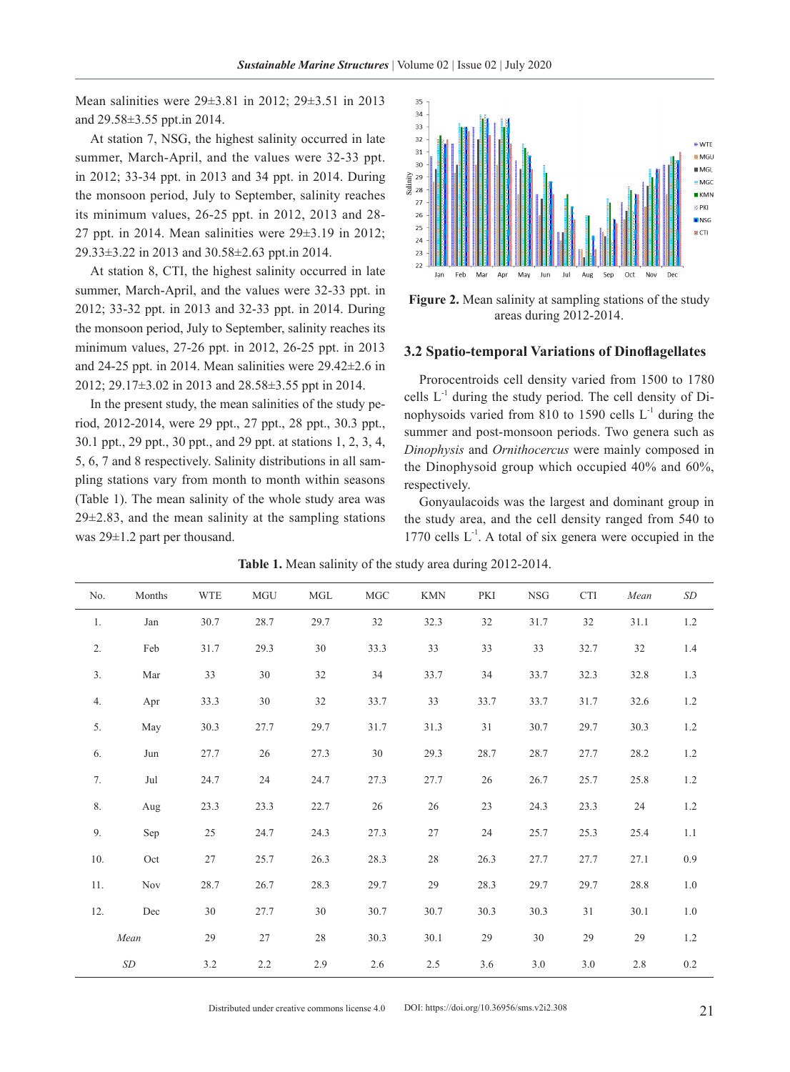Mean salinities were 29±3.81 in 2012; 29±3.51 in 2013 and 29.58±3.55 ppt.in 2014.

At station 7, NSG, the highest salinity occurred in late summer, March-April, and the values were 32-33 ppt. in 2012; 33-34 ppt. in 2013 and 34 ppt. in 2014. During the monsoon period, July to September, salinity reaches its minimum values, 26-25 ppt. in 2012, 2013 and 28-27 ppt. in 2014. Mean salinities were 29±3.19 in 2012; 29.33±3.22 in 2013 and 30.58±2.63 ppt.in 2014.

At station 8, CTI, the highest salinity occurred in late summer, March-April, and the values were 32-33 ppt. in 2012; 33-32 ppt. in 2013 and 32-33 ppt. in 2014. During the monsoon period, July to September, salinity reaches its minimum values, 27-26 ppt. in 2012, 26-25 ppt. in 2013 and 24-25 ppt. in 2014. Mean salinities were 29.42±2.6 in 2012; 29.17±3.02 in 2013 and 28.58±3.55 ppt in 2014.

In the present study, the mean salinities of the study period, 2012-2014, were 29 ppt., 27 ppt., 28 ppt., 30.3 ppt., 30.1 ppt., 29 ppt., 30 ppt., and 29 ppt. at stations 1, 2, 3, 4, 5, 6, 7 and 8 respectively. Salinity distributions in all sampling stations vary from month to month within seasons (Table 1). The mean salinity of the whole study area was 29±2.83, and the mean salinity at the sampling stations was 29±1.2 part per thousand.

**Figure 2.** Mean salinity at sampling stations of the study areas during 2012-2014.

### 3.2 Spatio-temporal Variations of Dinoflagellates

Prorocentroids cell density varied from 1500 to 1780 cells L$^{-1}$ during the study period. The cell density of Dinophysoids varied from 810 to 1590 cells L$^{-1}$ during the summer and post-monsoon periods. Two genera such as *Dinophysis* and *Ornithocercus* were mainly composed in the Dinophysoid group which occupied 40% and 60%, respectively.

Gonyaulacoids was the largest and dominant group in the study area, and the cell density ranged from 540 to 1770 cells L$^{-1}$. A total of six genera were occupied in the

**Table 1.** Mean salinity of the study area during 2012-2014.

| No. | Months | WTE | MGU | MGL | MGC | KMN | PKI | NSG | CTI | *Mean* | *SD* |
|---|---|---|---|---|---|---|---|---|---|---|---|
| 1. | Jan | 30.7 | 28.7 | 29.7 | 32 | 32.3 | 32 | 31.7 | 32 | 31.1 | 1.2 |
| 2. | Feb | 31.7 | 29.3 | 30 | 33.3 | 33 | 33 | 33 | 32.7 | 32 | 1.4 |
| 3. | Mar | 33 | 30 | 32 | 34 | 33.7 | 34 | 33.7 | 32.3 | 32.8 | 1.3 |
| 4. | Apr | 33.3 | 30 | 32 | 33.7 | 33 | 33.7 | 33.7 | 31.7 | 32.6 | 1.2 |
| 5. | May | 30.3 | 27.7 | 29.7 | 31.7 | 31.3 | 31 | 30.7 | 29.7 | 30.3 | 1.2 |
| 6. | Jun | 27.7 | 26 | 27.3 | 30 | 29.3 | 28.7 | 28.7 | 27.7 | 28.2 | 1.2 |
| 7. | Jul | 24.7 | 24 | 24.7 | 27.3 | 27.7 | 26 | 26.7 | 25.7 | 25.8 | 1.2 |
| 8. | Aug | 23.3 | 23.3 | 22.7 | 26 | 26 | 23 | 24.3 | 23.3 | 24 | 1.2 |
| 9. | Sep | 25 | 24.7 | 24.3 | 27.3 | 27 | 24 | 25.7 | 25.3 | 25.4 | 1.1 |
| 10. | Oct | 27 | 25.7 | 26.3 | 28.3 | 28 | 26.3 | 27.7 | 27.7 | 27.1 | 0.9 |
| 11. | Nov | 28.7 | 26.7 | 28.3 | 29.7 | 29 | 28.3 | 29.7 | 29.7 | 28.8 | 1.0 |
| 12. | Dec | 30 | 27.7 | 30 | 30.7 | 30.7 | 30.3 | 30.3 | 31 | 30.1 | 1.0 |
| *Mean* | | 29 | 27 | 28 | 30.3 | 30.1 | 29 | 30 | 29 | 29 | 1.2 |
| *SD* | | 3.2 | 2.2 | 2.9 | 2.6 | 2.5 | 3.6 | 3.0 | 3.0 | 2.8 | 0.2 |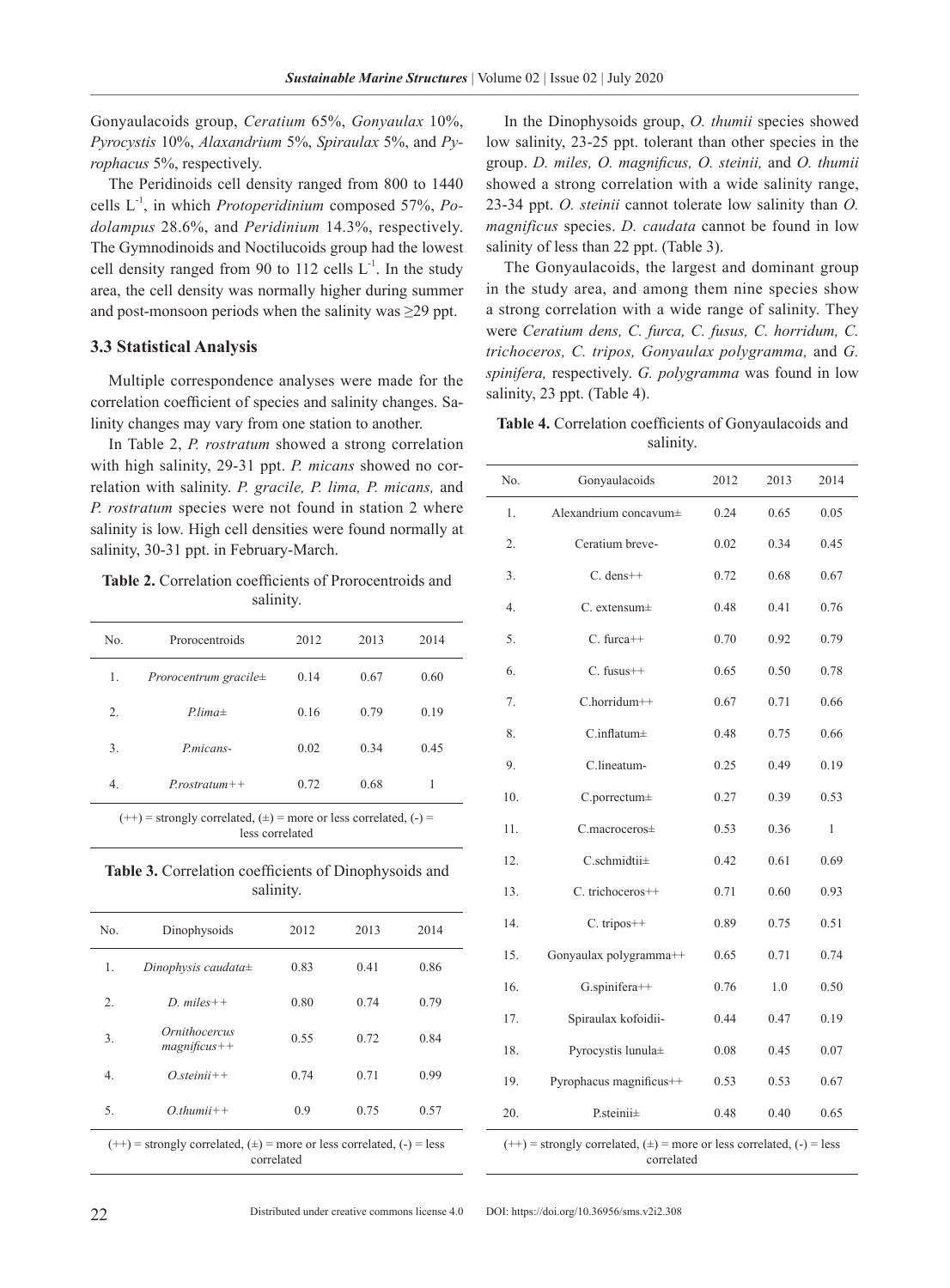Gonyaulacoids group, *Ceratium* 65%, *Gonyaulax* 10%, *Pyrocystis* 10%, *Alaxandrium* 5%, *Spiraulax* 5%, and *Pyrophacus* 5%, respectively.

The Peridinoids cell density ranged from 800 to 1440 cells $L^{-1}$, in which *Protoperidinium* composed 57%, *Podolampus* 28.6%, and *Peridinium* 14.3%, respectively. The Gymnodinoids and Noctilucoids group had the lowest cell density ranged from 90 to 112 cells $L^{-1}$. In the study area, the cell density was normally higher during summer and post-monsoon periods when the salinity was ≥29 ppt.

### 3.3 Statistical Analysis

Multiple correspondence analyses were made for the correlation coefficient of species and salinity changes. Salinity changes may vary from one station to another.

In Table 2, *P. rostratum* showed a strong correlation with high salinity, 29-31 ppt. *P. micans* showed no correlation with salinity. *P. gracile, P. lima, P. micans,* and *P. rostratum* species were not found in station 2 where salinity is low. High cell densities were found normally at salinity, 30-31 ppt. in February-March.

**Table 2.** Correlation coefficients of Prorocentroids and salinity.

| No. | Prorocentroids | 2012 | 2013 | 2014 |
|---|---|---|---|---|
| 1. | *Prorocentrum gracile*± | 0.14 | 0.67 | 0.60 |
| 2. | *P.lima*± | 0.16 | 0.79 | 0.19 |
| 3. | *P.micans*- | 0.02 | 0.34 | 0.45 |
| 4. | *P.rostratum*++ | 0.72 | 0.68 | 1 |

(++) = strongly correlated, (±) = more or less correlated, (-) = less correlated

**Table 3.** Correlation coefficients of Dinophysoids and salinity.

| No. | Dinophysoids | 2012 | 2013 | 2014 |
|---|---|---|---|---|
| 1. | *Dinophysis caudata*± | 0.83 | 0.41 | 0.86 |
| 2. | *D. miles*++ | 0.80 | 0.74 | 0.79 |
| 3. | *Ornithocercus magnificus*++ | 0.55 | 0.72 | 0.84 |
| 4. | *O.steinii*++ | 0.74 | 0.71 | 0.99 |
| 5. | *O.thumii*++ | 0.9 | 0.75 | 0.57 |

(++) = strongly correlated, (±) = more or less correlated, (-) = less correlated

In the Dinophysoids group, *O. thumii* species showed low salinity, 23-25 ppt. tolerant than other species in the group. *D. miles, O. magnificus, O. steinii,* and *O. thumii* showed a strong correlation with a wide salinity range, 23-34 ppt. *O. steinii* cannot tolerate low salinity than *O. magnificus* species. *D. caudata* cannot be found in low salinity of less than 22 ppt. (Table 3).

The Gonyaulacoids, the largest and dominant group in the study area, and among them nine species show a strong correlation with a wide range of salinity. They were *Ceratium dens, C. furca, C. fusus, C. horridum, C. trichoceros, C. tripos, Gonyaulax polygramma,* and *G. spinifera,* respectively. *G. polygramma* was found in low salinity, 23 ppt. (Table 4).

**Table 4.** Correlation coefficients of Gonyaulacoids and salinity.

| No. | Gonyaulacoids | 2012 | 2013 | 2014 |
|---|---|---|---|---|
| 1. | Alexandrium concavum± | 0.24 | 0.65 | 0.05 |
| 2. | Ceratium breve- | 0.02 | 0.34 | 0.45 |
| 3. | C. dens++ | 0.72 | 0.68 | 0.67 |
| 4. | C. extensum± | 0.48 | 0.41 | 0.76 |
| 5. | C. furca++ | 0.70 | 0.92 | 0.79 |
| 6. | C. fusus++ | 0.65 | 0.50 | 0.78 |
| 7. | C.horridum++ | 0.67 | 0.71 | 0.66 |
| 8. | C.inflatum± | 0.48 | 0.75 | 0.66 |
| 9. | C.lineatum- | 0.25 | 0.49 | 0.19 |
| 10. | C.porrectum± | 0.27 | 0.39 | 0.53 |
| 11. | C.macroceros± | 0.53 | 0.36 | 1 |
| 12. | C.schmidtii± | 0.42 | 0.61 | 0.69 |
| 13. | C. trichoceros++ | 0.71 | 0.60 | 0.93 |
| 14. | C. tripos++ | 0.89 | 0.75 | 0.51 |
| 15. | Gonyaulax polygramma++ | 0.65 | 0.71 | 0.74 |
| 16. | G.spinifera++ | 0.76 | 1.0 | 0.50 |
| 17. | Spiraulax kofoidii- | 0.44 | 0.47 | 0.19 |
| 18. | Pyrocystis lunula± | 0.08 | 0.45 | 0.07 |
| 19. | Pyrophacus magnificus++ | 0.53 | 0.53 | 0.67 |
| 20. | P.steinii± | 0.48 | 0.40 | 0.65 |

(++) = strongly correlated, (±) = more or less correlated, (-) = less correlated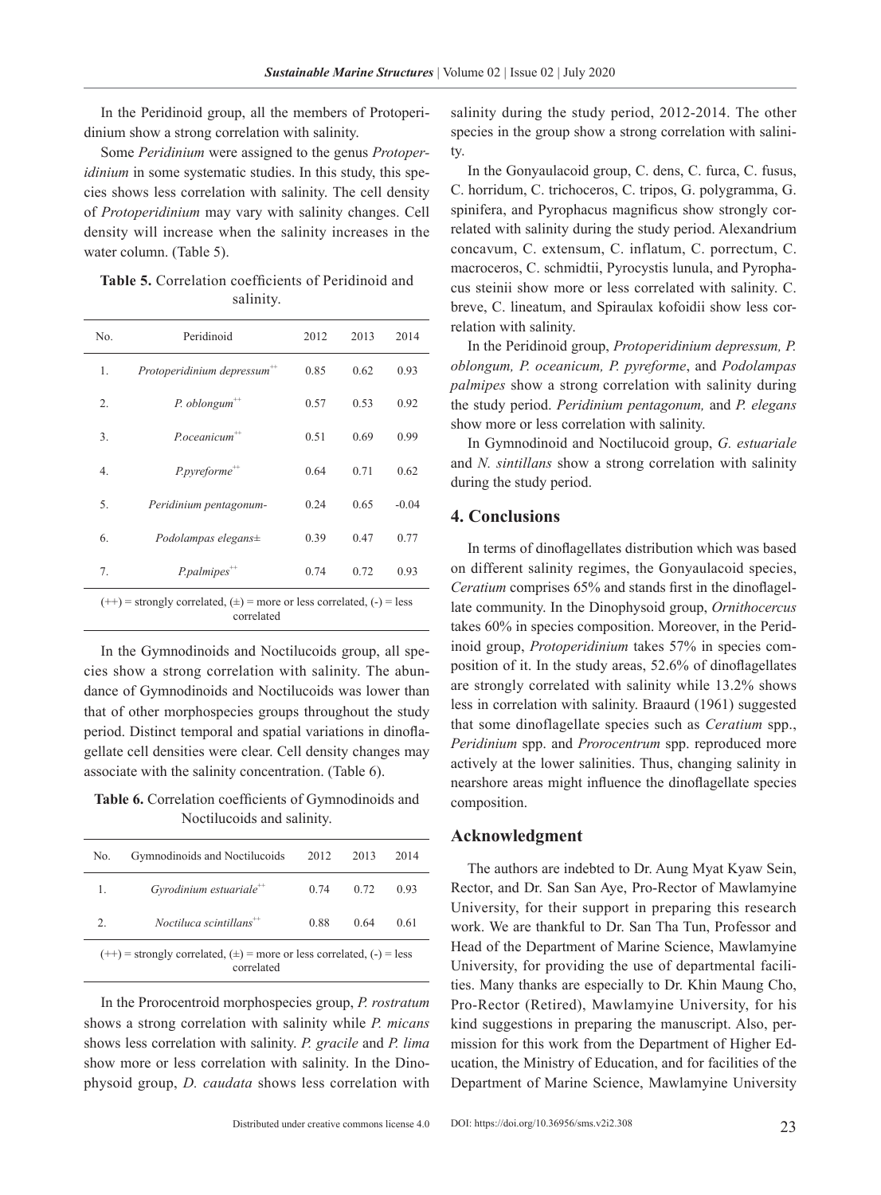In the Peridinoid group, all the members of Protoperidinium show a strong correlation with salinity.

Some *Peridinium* were assigned to the genus *Protoperidinium* in some systematic studies. In this study, this species shows less correlation with salinity. The cell density of *Protoperidinium* may vary with salinity changes. Cell density will increase when the salinity increases in the water column. (Table 5).

**Table 5.** Correlation coefficients of Peridinoid and salinity.

| No. | Peridinoid | 2012 | 2013 | 2014 |
|---|---|---|---|---|
| 1. | *Protoperidinium depressum*++ | 0.85 | 0.62 | 0.93 |
| 2. | *P. oblongum*++ | 0.57 | 0.53 | 0.92 |
| 3. | *P.oceanicum*++ | 0.51 | 0.69 | 0.99 |
| 4. | *P.pyreforme*++ | 0.64 | 0.71 | 0.62 |
| 5. | *Peridinium pentagonum*- | 0.24 | 0.65 | -0.04 |
| 6. | *Podolampas elegans*± | 0.39 | 0.47 | 0.77 |
| 7. | *P.palmipes*++ | 0.74 | 0.72 | 0.93 |

(++) = strongly correlated, (±) = more or less correlated, (-) = less correlated

In the Gymnodinoids and Noctilucoids group, all species show a strong correlation with salinity. The abundance of Gymnodinoids and Noctilucoids was lower than that of other morphospecies groups throughout the study period. Distinct temporal and spatial variations in dinoflagellate cell densities were clear. Cell density changes may associate with the salinity concentration. (Table 6).

**Table 6.** Correlation coefficients of Gymnodinoids and Noctilucoids and salinity.

| No. | Gymnodinoids and Noctilucoids | 2012 | 2013 | 2014 |
|---|---|---|---|---|
| 1. | *Gyrodinium estuariale*++ | 0.74 | 0.72 | 0.93 |
| 2. | *Noctiluca scintillans*++ | 0.88 | 0.64 | 0.61 |

(++) = strongly correlated, (±) = more or less correlated, (-) = less correlated

In the Prorocentroid morphospecies group, *P. rostratum* shows a strong correlation with salinity while *P. micans* shows less correlation with salinity. *P. gracile* and *P. lima* show more or less correlation with salinity. In the Dinophysoid group, *D. caudata* shows less correlation with salinity during the study period, 2012-2014. The other species in the group show a strong correlation with salinity.

In the Gonyaulacoid group, C. dens, C. furca, C. fusus, C. horridum, C. trichoceros, C. tripos, G. polygramma, G. spinifera, and Pyrophacus magnificus show strongly correlated with salinity during the study period. Alexandrium concavum, C. extensum, C. inflatum, C. porrectum, C. macroceros, C. schmidtii, Pyrocystis lunula, and Pyrophacus steinii show more or less correlated with salinity. C. breve, C. lineatum, and Spiraulax kofoidii show less correlation with salinity.

In the Peridinoid group, *Protoperidinium depressum, P. oblongum, P. oceanicum, P. pyreforme*, and *Podolampas palmipes* show a strong correlation with salinity during the study period. *Peridinium pentagonum,* and *P. elegans* show more or less correlation with salinity.

In Gymnodinoid and Noctilucoid group, *G. estuariale* and *N. sintillans* show a strong correlation with salinity during the study period.

## 4. Conclusions

In terms of dinoflagellates distribution which was based on different salinity regimes, the Gonyaulacoid species, *Ceratium* comprises 65% and stands first in the dinoflagellate community. In the Dinophysoid group, *Ornithocercus* takes 60% in species composition. Moreover, in the Peridinoid group, *Protoperidinium* takes 57% in species composition of it. In the study areas, 52.6% of dinoflagellates are strongly correlated with salinity while 13.2% shows less in correlation with salinity. Braaurd (1961) suggested that some dinoflagellate species such as *Ceratium* spp., *Peridinium* spp. and *Prorocentrum* spp. reproduced more actively at the lower salinities. Thus, changing salinity in nearshore areas might influence the dinoflagellate species composition.

## Acknowledgment

The authors are indebted to Dr. Aung Myat Kyaw Sein, Rector, and Dr. San San Aye, Pro-Rector of Mawlamyine University, for their support in preparing this research work. We are thankful to Dr. San Tha Tun, Professor and Head of the Department of Marine Science, Mawlamyine University, for providing the use of departmental facilities. Many thanks are especially to Dr. Khin Maung Cho, Pro-Rector (Retired), Mawlamyine University, for his kind suggestions in preparing the manuscript. Also, permission for this work from the Department of Higher Education, the Ministry of Education, and for facilities of the Department of Marine Science, Mawlamyine University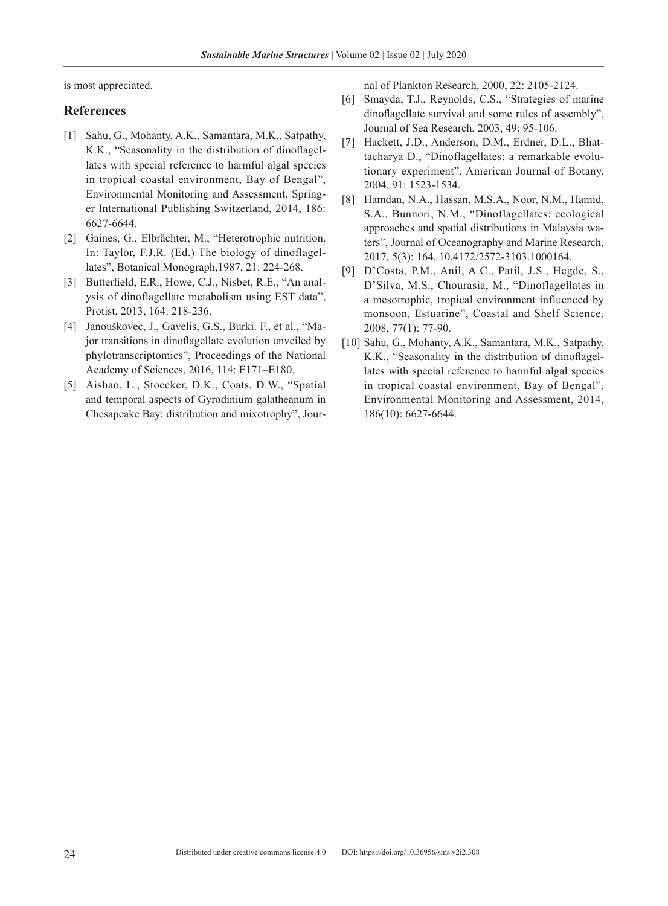is most appreciated.

## References

[1] Sahu, G., Mohanty, A.K., Samantara, M.K., Satpathy, K.K., "Seasonality in the distribution of dinoflagellates with special reference to harmful algal species in tropical coastal environment, Bay of Bengal", Environmental Monitoring and Assessment, Springer International Publishing Switzerland, 2014, 186: 6627-6644.

[2] Gaines, G., Elbrächter, M., "Heterotrophic nutrition. In: Taylor, F.J.R. (Ed.) The biology of dinoflagellates", Botanical Monograph,1987, 21: 224-268.

[3] Butterfield, E.R., Howe, C.J., Nisbet, R.E., "An analysis of dinoflagellate metabolism using EST data", Protist, 2013, 164: 218-236.

[4] Janouškovec, J., Gavelis, G.S., Burki. F., et al., "Major transitions in dinoflagellate evolution unveiled by phylotranscriptomics", Proceedings of the National Academy of Sciences, 2016, 114: E171–E180.

[5] Aishao, L., Stoecker, D.K., Coats, D.W., "Spatial and temporal aspects of Gyrodinium galatheanum in Chesapeake Bay: distribution and mixotrophy", Journal of Plankton Research, 2000, 22: 2105-2124.

[6] Smayda, T.J., Reynolds, C.S., "Strategies of marine dinoflagellate survival and some rules of assembly", Journal of Sea Research, 2003, 49: 95-106.

[7] Hackett, J.D., Anderson, D.M., Erdner, D.L., Bhattacharya D., "Dinoflagellates: a remarkable evolutionary experiment", American Journal of Botany, 2004, 91: 1523-1534.

[8] Hamdan, N.A., Hassan, M.S.A., Noor, N.M., Hamid, S.A., Bunnori, N.M., "Dinoflagellates: ecological approaches and spatial distributions in Malaysia waters", Journal of Oceanography and Marine Research, 2017, 5(3): 164, 10.4172/2572-3103.1000164.

[9] D'Costa, P.M., Anil, A.C., Patil, J.S., Hegde, S., D'Silva, M.S., Chourasia, M., "Dinoflagellates in a mesotrophic, tropical environment influenced by monsoon, Estuarine", Coastal and Shelf Science, 2008, 77(1): 77-90.

[10] Sahu, G., Mohanty, A.K., Samantara, M.K., Satpathy, K.K., "Seasonality in the distribution of dinoflagellates with special reference to harmful algal species in tropical coastal environment, Bay of Bengal", Environmental Monitoring and Assessment, 2014, 186(10): 6627-6644.